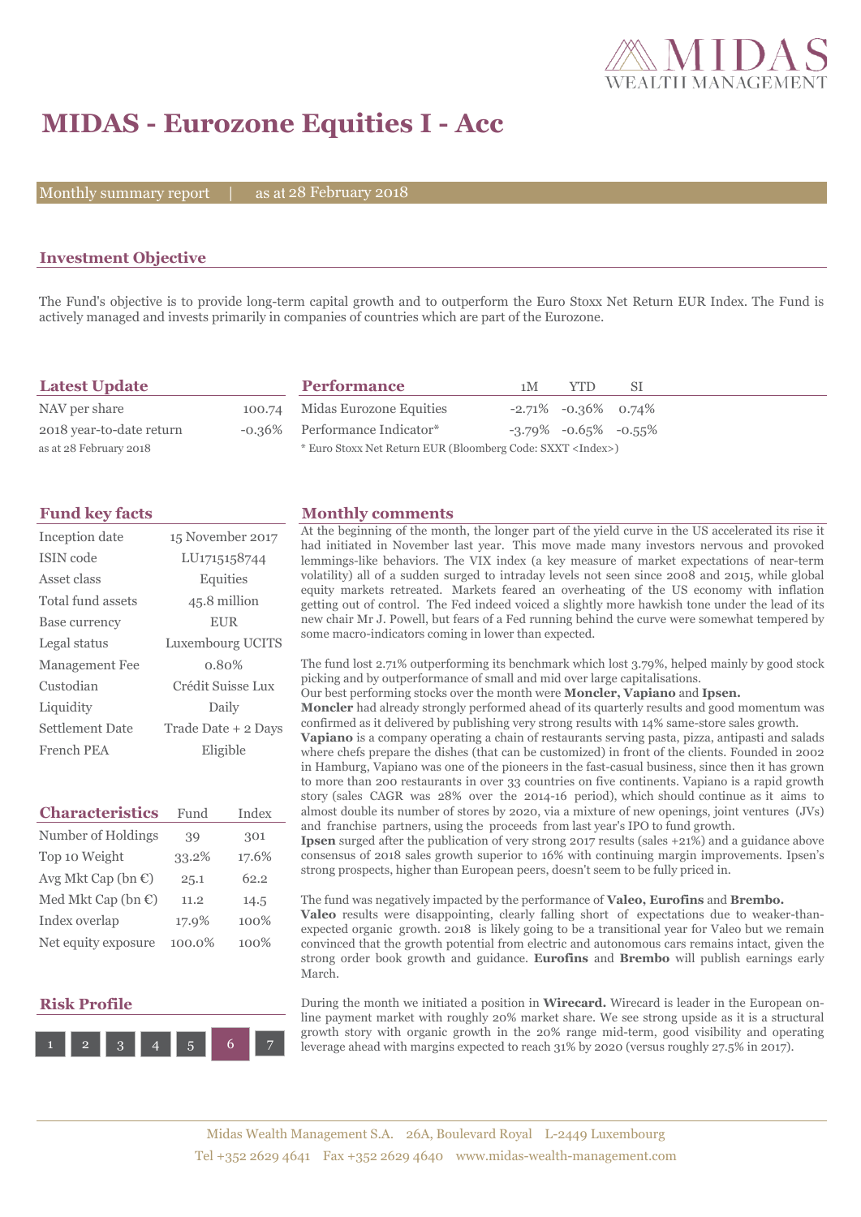# MIDAS - Eurozone Equities I - Acc

Monthly summary report | as at 28 February 2018

## Investment Objective

The Fund's objective is to provide long-term capital growth and to outperform the Euro Stoxx Net Return EUR Index. The Fund is actively managed and invests primarily in companies of countries which are part of the Eurozone.

## Latest Update

| | |
|---|---|
| NAV per share | 100.74 |
| 2018 year-to-date return | -0.36% |

as at 28 February 2018

## Performance

| | 1M | YTD | SI |
|---|---|---|---|
| Midas Eurozone Equities | -2.71% | -0.36% | 0.74% |
| Performance Indicator* | -3.79% | -0.65% | -0.55% |

* Euro Stoxx Net Return EUR (Bloomberg Code: SXXT <Index>)

## Fund key facts

| | |
|---|---|
| Inception date | 15 November 2017 |
| ISIN code | LU1715158744 |
| Asset class | Equities |
| Total fund assets | 45.8 million |
| Base currency | EUR |
| Legal status | Luxembourg UCITS |
| Management Fee | 0.80% |
| Custodian | Crédit Suisse Lux |
| Liquidity | Daily |
| Settlement Date | Trade Date + 2 Days |
| French PEA | Eligible |

## Characteristics

| Characteristics | Fund | Index |
|---|---|---|
| Number of Holdings | 39 | 301 |
| Top 10 Weight | 33.2% | 17.6% |
| Avg Mkt Cap (bn €) | 25.1 | 62.2 |
| Med Mkt Cap (bn €) | 11.2 | 14.5 |
| Index overlap | 17.9% | 100% |
| Net equity exposure | 100.0% | 100% |

## Risk Profile

1 2 3 4 5 **6** 7

## Monthly comments

At the beginning of the month, the longer part of the yield curve in the US accelerated its rise it had initiated in November last year. This move made many investors nervous and provoked lemmings-like behaviors. The VIX index (a key measure of market expectations of near-term volatility) all of a sudden surged to intraday levels not seen since 2008 and 2015, while global equity markets retreated. Markets feared an overheating of the US economy with inflation getting out of control. The Fed indeed voiced a slightly more hawkish tone under the lead of its new chair Mr J. Powell, but fears of a Fed running behind the curve were somewhat tempered by some macro-indicators coming in lower than expected.

The fund lost 2.71% outperforming its benchmark which lost 3.79%, helped mainly by good stock picking and by outperformance of small and mid over large capitalisations.
Our best performing stocks over the month were **Moncler, Vapiano** and **Ipsen.**
**Moncler** had already strongly performed ahead of its quarterly results and good momentum was confirmed as it delivered by publishing very strong results with 14% same-store sales growth.
**Vapiano** is a company operating a chain of restaurants serving pasta, pizza, antipasti and salads where chefs prepare the dishes (that can be customized) in front of the clients. Founded in 2002 in Hamburg, Vapiano was one of the pioneers in the fast-casual business, since then it has grown to more than 200 restaurants in over 33 countries on five continents. Vapiano is a rapid growth story (sales CAGR was 28% over the 2014-16 period), which should continue as it aims to almost double its number of stores by 2020, via a mixture of new openings, joint ventures (JVs) and franchise partners, using the proceeds from last year's IPO to fund growth.
**Ipsen** surged after the publication of very strong 2017 results (sales +21%) and a guidance above consensus of 2018 sales growth superior to 16% with continuing margin improvements. Ipsen's strong prospects, higher than European peers, doesn't seem to be fully priced in.

The fund was negatively impacted by the performance of **Valeo, Eurofins** and **Brembo.**
**Valeo** results were disappointing, clearly falling short of expectations due to weaker-than-expected organic growth. 2018 is likely going to be a transitional year for Valeo but we remain convinced that the growth potential from electric and autonomous cars remains intact, given the strong order book growth and guidance. **Eurofins** and **Brembo** will publish earnings early March.

During the month we initiated a position in **Wirecard.** Wirecard is leader in the European on-line payment market with roughly 20% market share. We see strong upside as it is a structural growth story with organic growth in the 20% range mid-term, good visibility and operating leverage ahead with margins expected to reach 31% by 2020 (versus roughly 27.5% in 2017).

Midas Wealth Management S.A. 26A, Boulevard Royal L-2449 Luxembourg
Tel +352 2629 4641 Fax +352 2629 4640 www.midas-wealth-management.com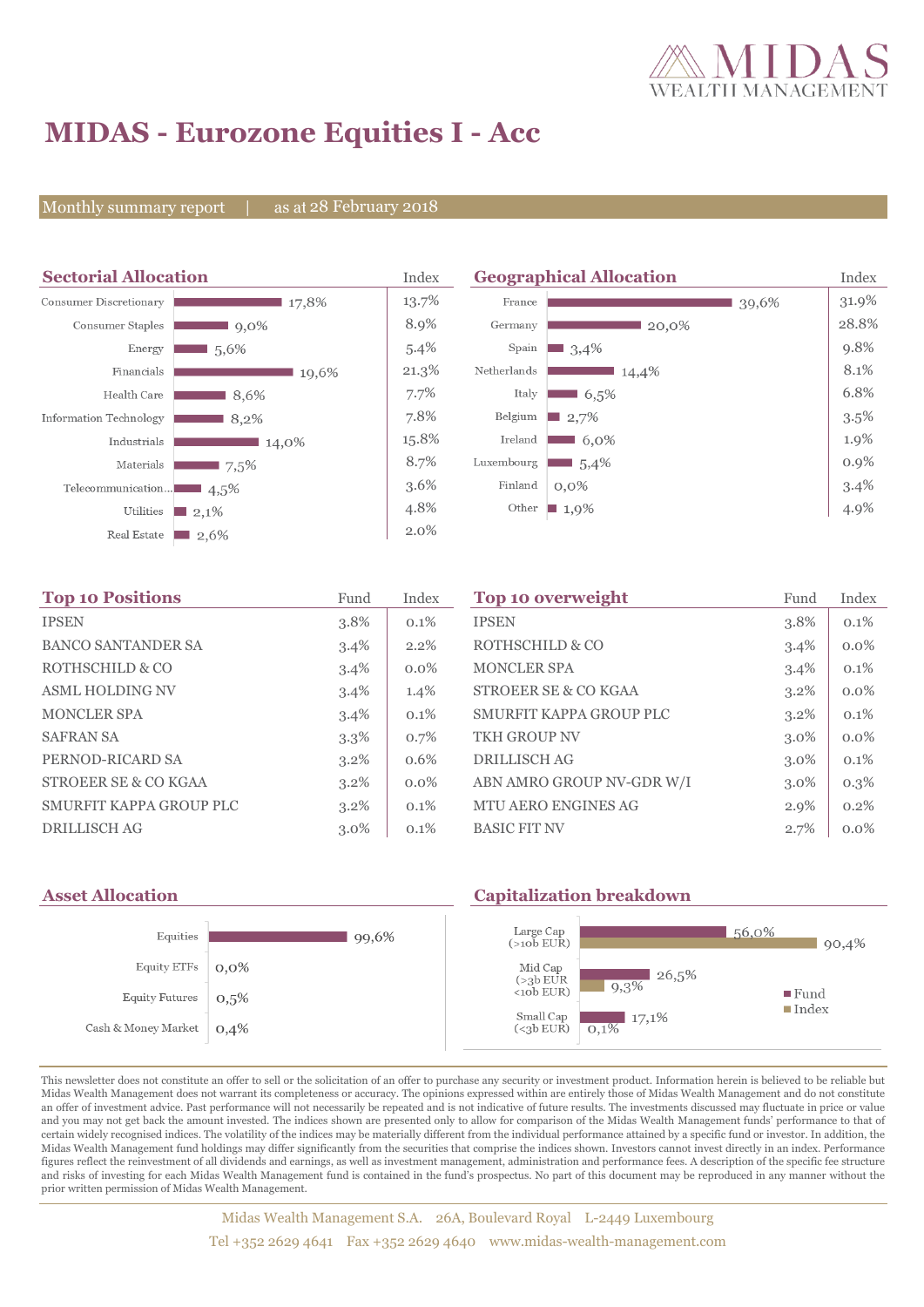# MIDAS - Eurozone Equities I - Acc

Monthly summary report | as at 28 February 2018

## Sectorial Allocation

Index

Consumer Discretionary 17,8% 13.7%
Consumer Staples 9,0% 8.9%
Energy 5,6% 5.4%
Financials 19,6% 21.3%
Health Care 8,6% 7.7%
Information Technology 8,2% 7.8%
Industrials 14,0% 15.8%
Materials 7,5% 8.7%
Telecommunication... 4,5% 3.6%
Utilities 2,1% 4.8%
Real Estate 2,6% 2.0%

## Geographical Allocation

Index

France 39,6% 31.9%
Germany 20,0% 28.8%
Spain 3,4% 9.8%
Netherlands 14,4% 8.1%
Italy 6,5% 6.8%
Belgium 2,7% 3.5%
Ireland 6,0% 1.9%
Luxembourg 5,4% 0.9%
Finland 0,0% 3.4%
Other 1,9% 4.9%

## Top 10 Positions

| Top 10 Positions | Fund | Index |
|---|---|---|
| IPSEN | 3.8% | 0.1% |
| BANCO SANTANDER SA | 3.4% | 2.2% |
| ROTHSCHILD & CO | 3.4% | 0.0% |
| ASML HOLDING NV | 3.4% | 1.4% |
| MONCLER SPA | 3.4% | 0.1% |
| SAFRAN SA | 3.3% | 0.7% |
| PERNOD-RICARD SA | 3.2% | 0.6% |
| STROEER SE & CO KGAA | 3.2% | 0.0% |
| SMURFIT KAPPA GROUP PLC | 3.2% | 0.1% |
| DRILLISCH AG | 3.0% | 0.1% |

## Top 10 overweight

| Top 10 overweight | Fund | Index |
|---|---|---|
| IPSEN | 3.8% | 0.1% |
| ROTHSCHILD & CO | 3.4% | 0.0% |
| MONCLER SPA | 3.4% | 0.1% |
| STROEER SE & CO KGAA | 3.2% | 0.0% |
| SMURFIT KAPPA GROUP PLC | 3.2% | 0.1% |
| TKH GROUP NV | 3.0% | 0.0% |
| DRILLISCH AG | 3.0% | 0.1% |
| ABN AMRO GROUP NV-GDR W/I | 3.0% | 0.3% |
| MTU AERO ENGINES AG | 2.9% | 0.2% |
| BASIC FIT NV | 2.7% | 0.0% |

## Asset Allocation

Equities 99,6%
Equity ETFs 0,0%
Equity Futures 0,5%
Cash & Money Market 0,4%

## Capitalization breakdown

Large Cap (>10b EUR) 56,0% 90,4%
Mid Cap (>3b EUR <10b EUR) 26,5% 9,3%
Small Cap (<3b EUR) 17,1% 0,1%

Fund
Index

This newsletter does not constitute an offer to sell or the solicitation of an offer to purchase any security or investment product. Information herein is believed to be reliable but Midas Wealth Management does not warrant its completeness or accuracy. The opinions expressed within are entirely those of Midas Wealth Management and do not constitute an offer of investment advice. Past performance will not necessarily be repeated and is not indicative of future results. The investments discussed may fluctuate in price or value and you may not get back the amount invested. The indices shown are presented only to allow for comparison of the Midas Wealth Management funds' performance to that of certain widely recognised indices. The volatility of the indices may be materially different from the individual performance attained by a specific fund or investor. In addition, the Midas Wealth Management fund holdings may differ significantly from the securities that comprise the indices shown. Investors cannot invest directly in an index. Performance figures reflect the reinvestment of all dividends and earnings, as well as investment management, administration and performance fees. A description of the specific fee structure and risks of investing for each Midas Wealth Management fund is contained in the fund's prospectus. No part of this document may be reproduced in any manner without the prior written permission of Midas Wealth Management.

Midas Wealth Management S.A. 26A, Boulevard Royal L-2449 Luxembourg
Tel +352 2629 4641 Fax +352 2629 4640 www.midas-wealth-management.com